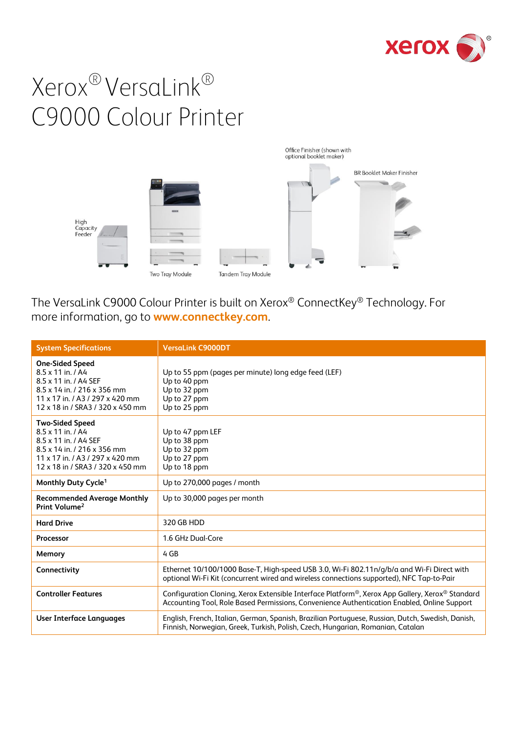# Xerox® VersaLink® C9000 Colour Printer

Office Finisher (shown with optional booklet maker)

BR Booklet Maker Finisher

High Capacity Feeder

Two Tray Module

Tandem Tray Module

The VersaLink C9000 Colour Printer is built on Xerox® ConnectKey® Technology. For more information, go to **www.connectkey.com**.

| System Specifications | VersaLink C9000DT |
|---|---|
| **One-Sided Speed**<br>8.5 x 11 in. / A4<br>8.5 x 11 in. / A4 SEF<br>8.5 x 14 in. / 216 x 356 mm<br>11 x 17 in. / A3 / 297 x 420 mm<br>12 x 18 in / SRA3 / 320 x 450 mm | <br>Up to 55 ppm (pages per minute) long edge feed (LEF)<br>Up to 40 ppm<br>Up to 32 ppm<br>Up to 27 ppm<br>Up to 25 ppm |
| **Two-Sided Speed**<br>8.5 x 11 in. / A4<br>8.5 x 11 in. / A4 SEF<br>8.5 x 14 in. / 216 x 356 mm<br>11 x 17 in. / A3 / 297 x 420 mm<br>12 x 18 in / SRA3 / 320 x 450 mm | <br>Up to 47 ppm LEF<br>Up to 38 ppm<br>Up to 32 ppm<br>Up to 27 ppm<br>Up to 18 ppm |
| **Monthly Duty Cycle**[1] | Up to 270,000 pages / month |
| **Recommended Average Monthly Print Volume**[2] | Up to 30,000 pages per month |
| **Hard Drive** | 320 GB HDD |
| **Processor** | 1.6 GHz Dual-Core |
| **Memory** | 4 GB |
| **Connectivity** | Ethernet 10/100/1000 Base-T, High-speed USB 3.0, Wi-Fi 802.11n/g/b/a and Wi-Fi Direct with optional Wi-Fi Kit (concurrent wired and wireless connections supported), NFC Tap-to-Pair |
| **Controller Features** | Configuration Cloning, Xerox Extensible Interface Platform®, Xerox App Gallery, Xerox® Standard Accounting Tool, Role Based Permissions, Convenience Authentication Enabled, Online Support |
| **User Interface Languages** | English, French, Italian, German, Spanish, Brazilian Portuguese, Russian, Dutch, Swedish, Danish, Finnish, Norwegian, Greek, Turkish, Polish, Czech, Hungarian, Romanian, Catalan |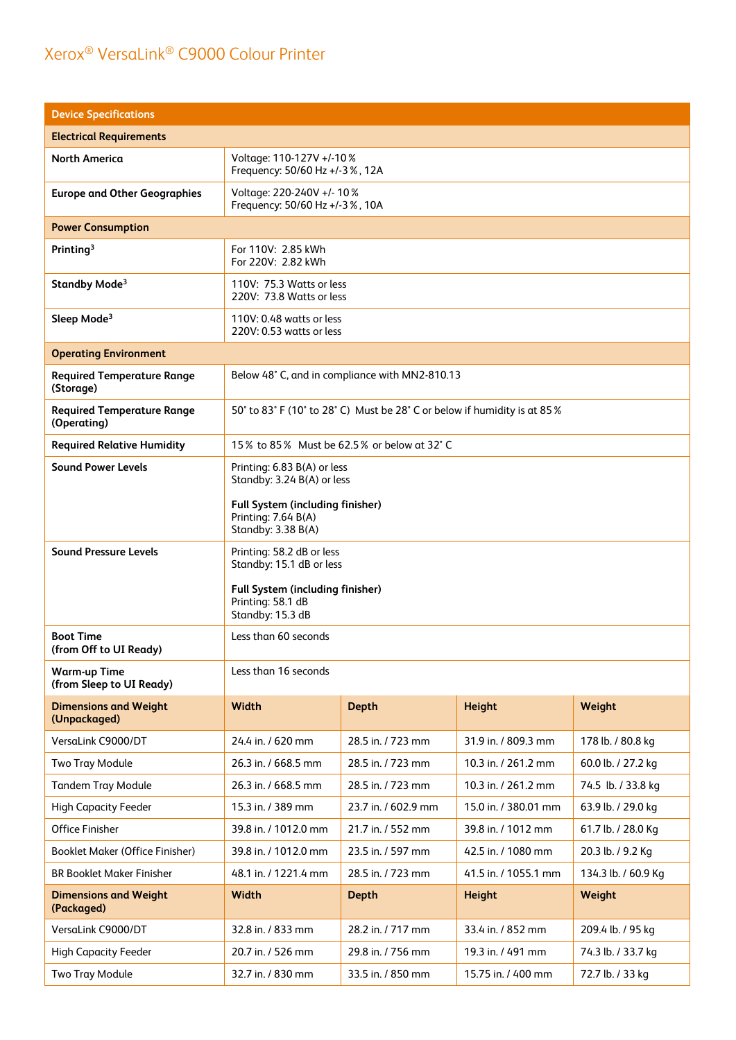# Xerox® VersaLink® C9000 Colour Printer

| Device Specifications | | | | |
|---|---|---|---|---|
| **Electrical Requirements** | | | | |
| **North America** | Voltage: 110-127V +/-10 %<br>Frequency: 50/60 Hz +/-3 %, 12A | | | |
| **Europe and Other Geographies** | Voltage: 220-240V +/- 10 %<br>Frequency: 50/60 Hz +/-3 %, 10A | | | |
| **Power Consumption** | | | | |
| **Printing**[3] | For 110V: 2.85 kWh<br>For 220V: 2.82 kWh | | | |
| **Standby Mode**[3] | 110V: 75.3 Watts or less<br>220V: 73.8 Watts or less | | | |
| **Sleep Mode**[3] | 110V: 0.48 watts or less<br>220V: 0.53 watts or less | | | |
| **Operating Environment** | | | | |
| **Required Temperature Range (Storage)** | Below 48° C, and in compliance with MN2-810.13 | | | |
| **Required Temperature Range (Operating)** | 50° to 83° F (10° to 28° C) Must be 28° C or below if humidity is at 85 % | | | |
| **Required Relative Humidity** | 15 % to 85 % Must be 62.5 % or below at 32° C | | | |
| **Sound Power Levels** | Printing: 6.83 B(A) or less<br>Standby: 3.24 B(A) or less<br><br>**Full System (including finisher)**<br>Printing: 7.64 B(A)<br>Standby: 3.38 B(A) | | | |
| **Sound Pressure Levels** | Printing: 58.2 dB or less<br>Standby: 15.1 dB or less<br><br>**Full System (including finisher)**<br>Printing: 58.1 dB<br>Standby: 15.3 dB | | | |
| **Boot Time (from Off to UI Ready)** | Less than 60 seconds | | | |
| **Warm-up Time (from Sleep to UI Ready)** | Less than 16 seconds | | | |
| **Dimensions and Weight (Unpacked)** | **Width** | **Depth** | **Height** | **Weight** |
| VersaLink C9000/DT | 24.4 in. / 620 mm | 28.5 in. / 723 mm | 31.9 in. / 809.3 mm | 178 lb. / 80.8 kg |
| Two Tray Module | 26.3 in. / 668.5 mm | 28.5 in. / 723 mm | 10.3 in. / 261.2 mm | 60.0 lb. / 27.2 kg |
| Tandem Tray Module | 26.3 in. / 668.5 mm | 28.5 in. / 723 mm | 10.3 in. / 261.2 mm | 74.5 lb. / 33.8 kg |
| High Capacity Feeder | 15.3 in. / 389 mm | 23.7 in. / 602.9 mm | 15.0 in. / 380.01 mm | 63.9 lb. / 29.0 kg |
| Office Finisher | 39.8 in. / 1012.0 mm | 21.7 in. / 552 mm | 39.8 in. / 1012 mm | 61.7 lb. / 28.0 Kg |
| Booklet Maker (Office Finisher) | 39.8 in. / 1012.0 mm | 23.5 in. / 597 mm | 42.5 in. / 1080 mm | 20.3 lb. / 9.2 Kg |
| BR Booklet Maker Finisher | 48.1 in. / 1221.4 mm | 28.5 in. / 723 mm | 41.5 in. / 1055.1 mm | 134.3 lb. / 60.9 Kg |
| **Dimensions and Weight (Packaged)** | **Width** | **Depth** | **Height** | **Weight** |
| VersaLink C9000/DT | 32.8 in. / 833 mm | 28.2 in. / 717 mm | 33.4 in. / 852 mm | 209.4 lb. / 95 kg |
| High Capacity Feeder | 20.7 in. / 526 mm | 29.8 in. / 756 mm | 19.3 in. / 491 mm | 74.3 lb. / 33.7 kg |
| Two Tray Module | 32.7 in. / 830 mm | 33.5 in. / 850 mm | 15.75 in. / 400 mm | 72.7 lb. / 33 kg |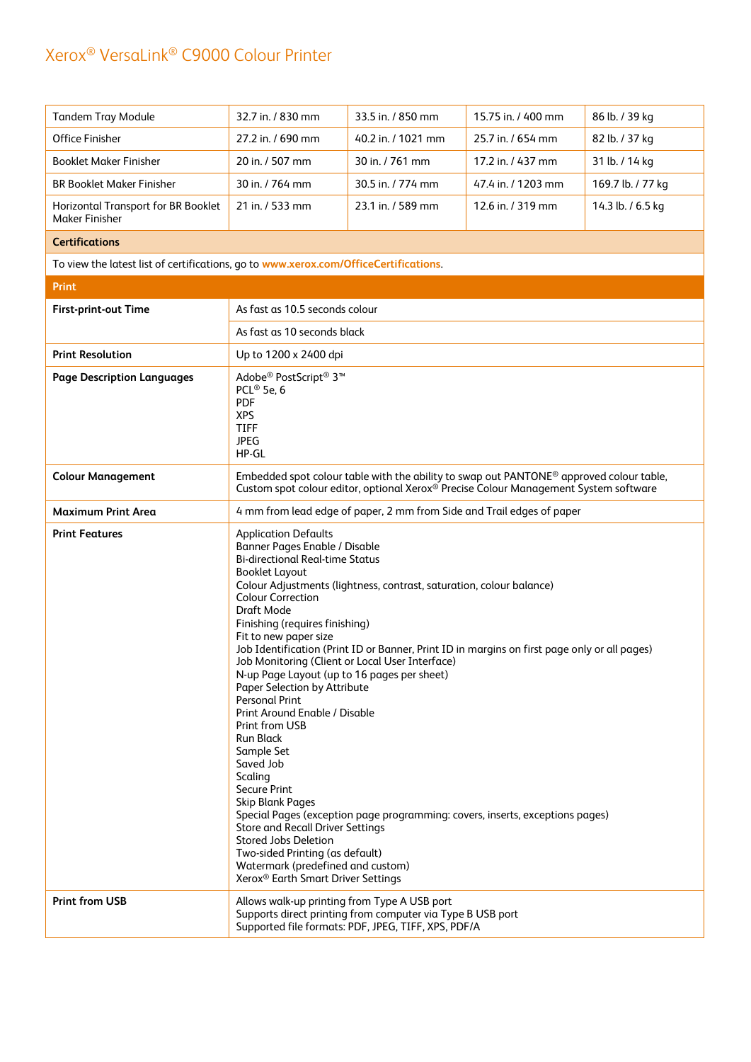# Xerox® VersaLink® C9000 Colour Printer

| | | | | |
|---|---|---|---|---|
| Tandem Tray Module | 32.7 in. / 830 mm | 33.5 in. / 850 mm | 15.75 in. / 400 mm | 86 lb. / 39 kg |
| Office Finisher | 27.2 in. / 690 mm | 40.2 in. / 1021 mm | 25.7 in. / 654 mm | 82 lb. / 37 kg |
| Booklet Maker Finisher | 20 in. / 507 mm | 30 in. / 761 mm | 17.2 in. / 437 mm | 31 lb. / 14 kg |
| BR Booklet Maker Finisher | 30 in. / 764 mm | 30.5 in. / 774 mm | 47.4 in. / 1203 mm | 169.7 lb. / 77 kg |
| Horizontal Transport for BR Booklet Maker Finisher | 21 in. / 533 mm | 23.1 in. / 589 mm | 12.6 in. / 319 mm | 14.3 lb. / 6.5 kg |

**Certifications**

To view the latest list of certifications, go to www.xerox.com/OfficeCertifications.

**Print**

| | |
|---|---|
| **First-print-out Time** | As fast as 10.5 seconds colour<br>As fast as 10 seconds black |
| **Print Resolution** | Up to 1200 x 2400 dpi |
| **Page Description Languages** | Adobe® PostScript® 3™<br>PCL® 5e, 6<br>PDF<br>XPS<br>TIFF<br>JPEG<br>HP-GL |
| **Colour Management** | Embedded spot colour table with the ability to swap out PANTONE® approved colour table, Custom spot colour editor, optional Xerox® Precise Colour Management System software |
| **Maximum Print Area** | 4 mm from lead edge of paper, 2 mm from Side and Trail edges of paper |
| **Print Features** | Application Defaults<br>Banner Pages Enable / Disable<br>Bi-directional Real-time Status<br>Booklet Layout<br>Colour Adjustments (lightness, contrast, saturation, colour balance)<br>Colour Correction<br>Draft Mode<br>Finishing (requires finishing)<br>Fit to new paper size<br>Job Identification (Print ID or Banner, Print ID in margins on first page only or all pages)<br>Job Monitoring (Client or Local User Interface)<br>N-up Page Layout (up to 16 pages per sheet)<br>Paper Selection by Attribute<br>Personal Print<br>Print Around Enable / Disable<br>Print from USB<br>Run Black<br>Sample Set<br>Saved Job<br>Scaling<br>Secure Print<br>Skip Blank Pages<br>Special Pages (exception page programming: covers, inserts, exceptions pages)<br>Store and Recall Driver Settings<br>Stored Jobs Deletion<br>Two-sided Printing (as default)<br>Watermark (predefined and custom)<br>Xerox® Earth Smart Driver Settings |
| **Print from USB** | Allows walk-up printing from Type A USB port<br>Supports direct printing from computer via Type B USB port<br>Supported file formats: PDF, JPEG, TIFF, XPS, PDF/A |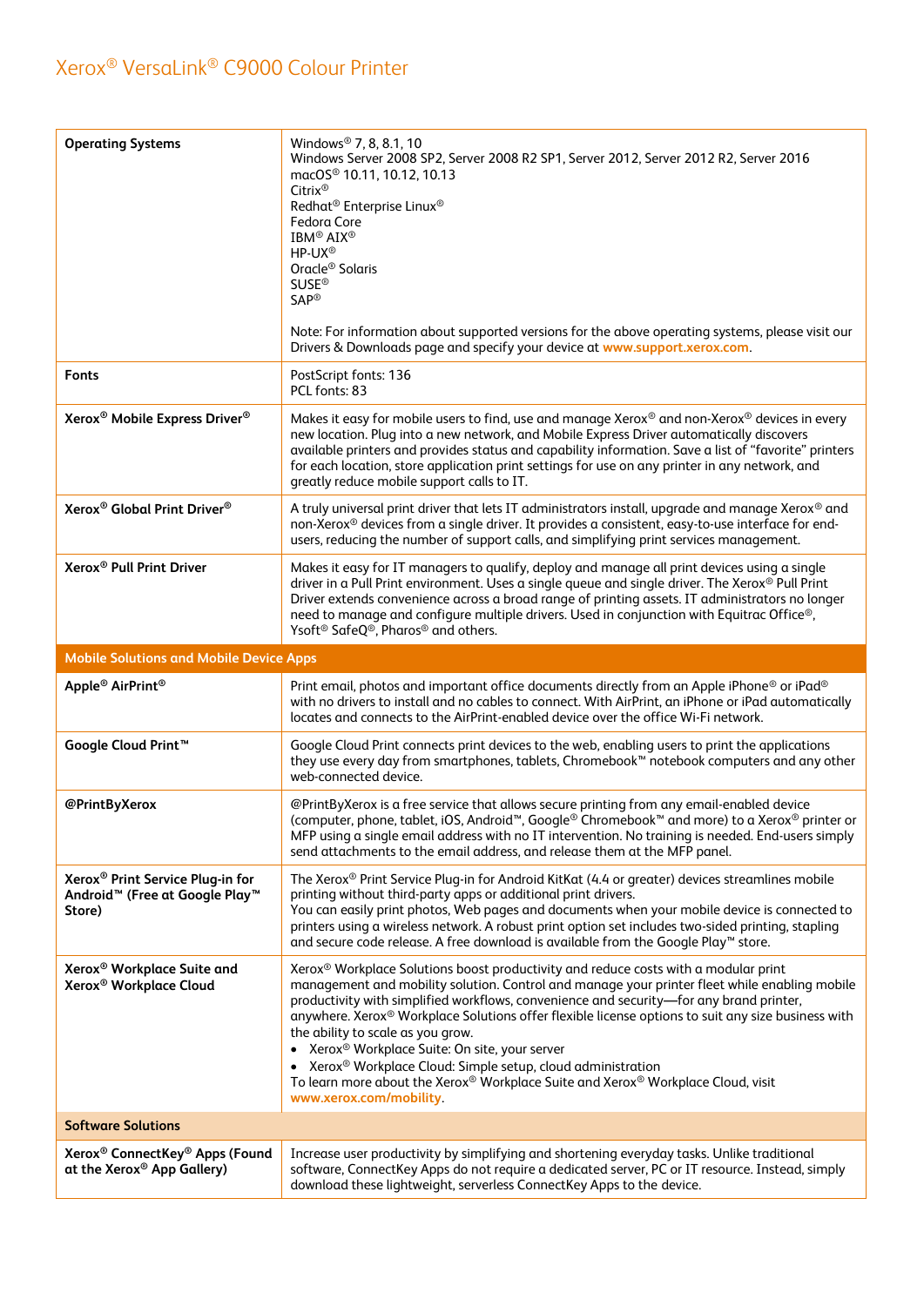# Xerox® VersaLink® C9000 Colour Printer

| | |
|---|---|
| **Operating Systems** | Windows® 7, 8, 8.1, 10<br>Windows Server 2008 SP2, Server 2008 R2 SP1, Server 2012, Server 2012 R2, Server 2016<br>macOS® 10.11, 10.12, 10.13<br>Citrix®<br>Redhat® Enterprise Linux®<br>Fedora Core<br>IBM® AIX®<br>HP-UX®<br>Oracle® Solaris<br>SUSE®<br>SAP®<br><br>Note: For information about supported versions for the above operating systems, please visit our Drivers & Downloads page and specify your device at www.support.xerox.com. |
| **Fonts** | PostScript fonts: 136<br>PCL fonts: 83 |
| **Xerox® Mobile Express Driver®** | Makes it easy for mobile users to find, use and manage Xerox® and non-Xerox® devices in every new location. Plug into a new network, and Mobile Express Driver automatically discovers available printers and provides status and capability information. Save a list of "favorite" printers for each location, store application print settings for use on any printer in any network, and greatly reduce mobile support calls to IT. |
| **Xerox® Global Print Driver®** | A truly universal print driver that lets IT administrators install, upgrade and manage Xerox® and non-Xerox® devices from a single driver. It provides a consistent, easy-to-use interface for end-users, reducing the number of support calls, and simplifying print services management. |
| **Xerox® Pull Print Driver** | Makes it easy for IT managers to qualify, deploy and manage all print devices using a single driver in a Pull Print environment. Uses a single queue and single driver. The Xerox® Pull Print Driver extends convenience across a broad range of printing assets. IT administrators no longer need to manage and configure multiple drivers. Used in conjunction with Equitrac Office®, Ysoft® SafeQ®, Pharos® and others. |
| **Mobile Solutions and Mobile Device Apps** | |
| **Apple® AirPrint®** | Print email, photos and important office documents directly from an Apple iPhone® or iPad® with no drivers to install and no cables to connect. With AirPrint, an iPhone or iPad automatically locates and connects to the AirPrint-enabled device over the office Wi-Fi network. |
| **Google Cloud Print™** | Google Cloud Print connects print devices to the web, enabling users to print the applications they use every day from smartphones, tablets, Chromebook™ notebook computers and any other web-connected device. |
| **@PrintByXerox** | @PrintByXerox is a free service that allows secure printing from any email-enabled device (computer, phone, tablet, iOS, Android™, Google® Chromebook™ and more) to a Xerox® printer or MFP using a single email address with no IT intervention. No training is needed. End-users simply send attachments to the email address, and release them at the MFP panel. |
| **Xerox® Print Service Plug-in for Android™ (Free at Google Play™ Store)** | The Xerox® Print Service Plug-in for Android KitKat (4.4 or greater) devices streamlines mobile printing without third-party apps or additional print drivers.<br>You can easily print photos, Web pages and documents when your mobile device is connected to printers using a wireless network. A robust print option set includes two-sided printing, stapling and secure code release. A free download is available from the Google Play™ store. |
| **Xerox® Workplace Suite and Xerox® Workplace Cloud** | Xerox® Workplace Solutions boost productivity and reduce costs with a modular print management and mobility solution. Control and manage your printer fleet while enabling mobile productivity with simplified workflows, convenience and security—for any brand printer, anywhere. Xerox® Workplace Solutions offer flexible license options to suit any size business with the ability to scale as you grow.<br>• Xerox® Workplace Suite: On site, your server<br>• Xerox® Workplace Cloud: Simple setup, cloud administration<br>To learn more about the Xerox® Workplace Suite and Xerox® Workplace Cloud, visit www.xerox.com/mobility. |
| **Software Solutions** | |
| **Xerox® ConnectKey® Apps (Found at the Xerox® App Gallery)** | Increase user productivity by simplifying and shortening everyday tasks. Unlike traditional software, ConnectKey Apps do not require a dedicated server, PC or IT resource. Instead, simply download these lightweight, serverless ConnectKey Apps to the device. |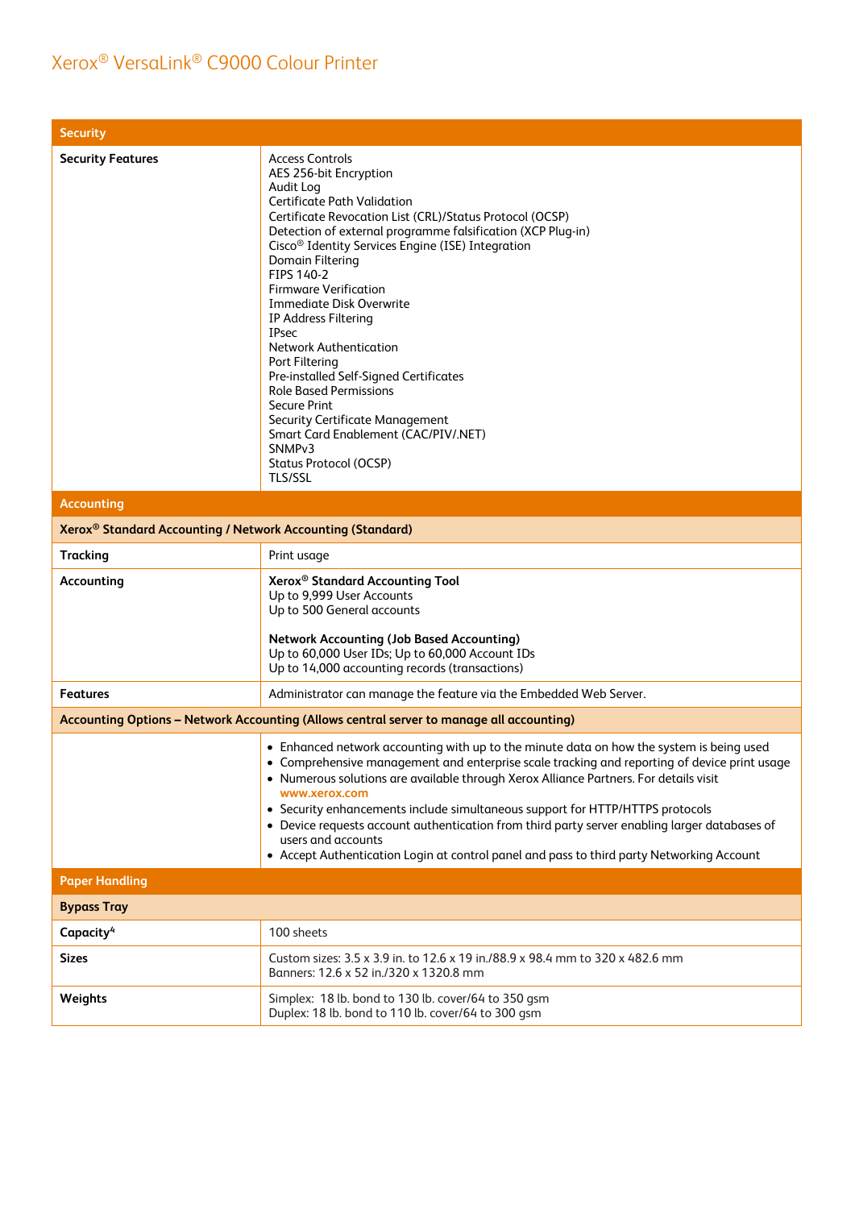# Xerox® VersaLink® C9000 Colour Printer

| | |
|---|---|
| **Security** | |
| **Security Features** | Access Controls<br>AES 256-bit Encryption<br>Audit Log<br>Certificate Path Validation<br>Certificate Revocation List (CRL)/Status Protocol (OCSP)<br>Detection of external programme falsification (XCP Plug-in)<br>Cisco® Identity Services Engine (ISE) Integration<br>Domain Filtering<br>FIPS 140-2<br>Firmware Verification<br>Immediate Disk Overwrite<br>IP Address Filtering<br>IPsec<br>Network Authentication<br>Port Filtering<br>Pre-installed Self-Signed Certificates<br>Role Based Permissions<br>Secure Print<br>Security Certificate Management<br>Smart Card Enablement (CAC/PIV/.NET)<br>SNMPv3<br>Status Protocol (OCSP)<br>TLS/SSL |
| **Accounting** | |
| **Xerox® Standard Accounting / Network Accounting (Standard)** | |
| **Tracking** | Print usage |
| **Accounting** | **Xerox® Standard Accounting Tool**<br>Up to 9,999 User Accounts<br>Up to 500 General accounts<br><br>**Network Accounting (Job Based Accounting)**<br>Up to 60,000 User IDs; Up to 60,000 Account IDs<br>Up to 14,000 accounting records (transactions) |
| **Features** | Administrator can manage the feature via the Embedded Web Server. |
| **Accounting Options – Network Accounting (Allows central server to manage all accounting)** | |
| | • Enhanced network accounting with up to the minute data on how the system is being used<br>• Comprehensive management and enterprise scale tracking and reporting of device print usage<br>• Numerous solutions are available through Xerox Alliance Partners. For details visit www.xerox.com<br>• Security enhancements include simultaneous support for HTTP/HTTPS protocols<br>• Device requests account authentication from third party server enabling larger databases of users and accounts<br>• Accept Authentication Login at control panel and pass to third party Networking Account |
| **Paper Handling** | |
| **Bypass Tray** | |
| **Capacity**[4] | 100 sheets |
| **Sizes** | Custom sizes: 3.5 x 3.9 in. to 12.6 x 19 in./88.9 x 98.4 mm to 320 x 482.6 mm<br>Banners: 12.6 x 52 in./320 x 1320.8 mm |
| **Weights** | Simplex: 18 lb. bond to 130 lb. cover/64 to 350 gsm<br>Duplex: 18 lb. bond to 110 lb. cover/64 to 300 gsm |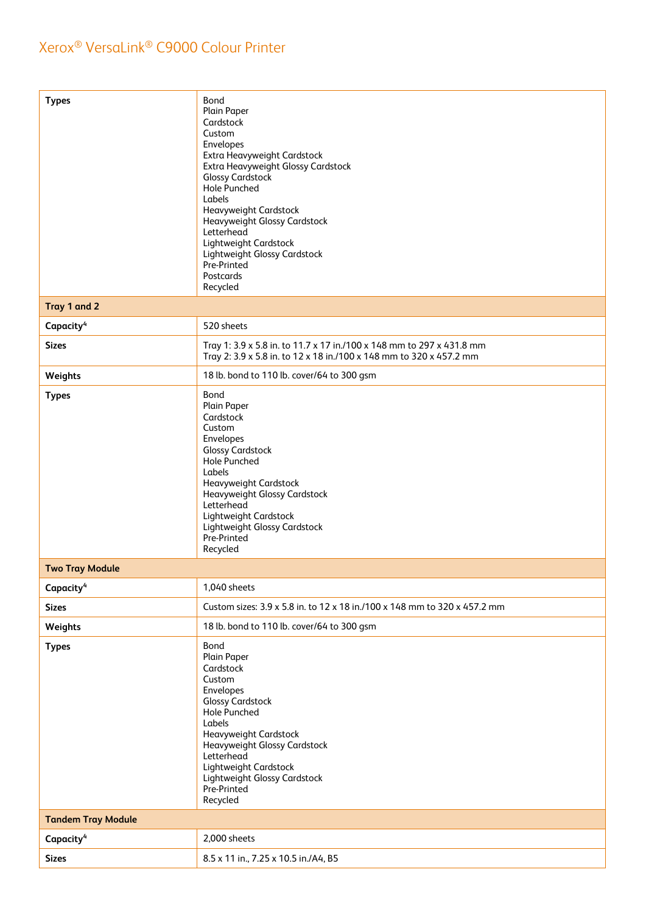## Xerox® VersaLink® C9000 Colour Printer

| | |
|---|---|
| **Types** | Bond<br>Plain Paper<br>Cardstock<br>Custom<br>Envelopes<br>Extra Heavyweight Cardstock<br>Extra Heavyweight Glossy Cardstock<br>Glossy Cardstock<br>Hole Punched<br>Labels<br>Heavyweight Cardstock<br>Heavyweight Glossy Cardstock<br>Letterhead<br>Lightweight Cardstock<br>Lightweight Glossy Cardstock<br>Pre-Printed<br>Postcards<br>Recycled |
| **Tray 1 and 2** | |
| **Capacity**[4] | 520 sheets |
| **Sizes** | Tray 1: 3.9 x 5.8 in. to 11.7 x 17 in./100 x 148 mm to 297 x 431.8 mm<br>Tray 2: 3.9 x 5.8 in. to 12 x 18 in./100 x 148 mm to 320 x 457.2 mm |
| **Weights** | 18 lb. bond to 110 lb. cover/64 to 300 gsm |
| **Types** | Bond<br>Plain Paper<br>Cardstock<br>Custom<br>Envelopes<br>Glossy Cardstock<br>Hole Punched<br>Labels<br>Heavyweight Cardstock<br>Heavyweight Glossy Cardstock<br>Letterhead<br>Lightweight Cardstock<br>Lightweight Glossy Cardstock<br>Pre-Printed<br>Recycled |
| **Two Tray Module** | |
| **Capacity**[4] | 1,040 sheets |
| **Sizes** | Custom sizes: 3.9 x 5.8 in. to 12 x 18 in./100 x 148 mm to 320 x 457.2 mm |
| **Weights** | 18 lb. bond to 110 lb. cover/64 to 300 gsm |
| **Types** | Bond<br>Plain Paper<br>Cardstock<br>Custom<br>Envelopes<br>Glossy Cardstock<br>Hole Punched<br>Labels<br>Heavyweight Cardstock<br>Heavyweight Glossy Cardstock<br>Letterhead<br>Lightweight Cardstock<br>Lightweight Glossy Cardstock<br>Pre-Printed<br>Recycled |
| **Tandem Tray Module** | |
| **Capacity**[4] | 2,000 sheets |
| **Sizes** | 8.5 x 11 in., 7.25 x 10.5 in./A4, B5 |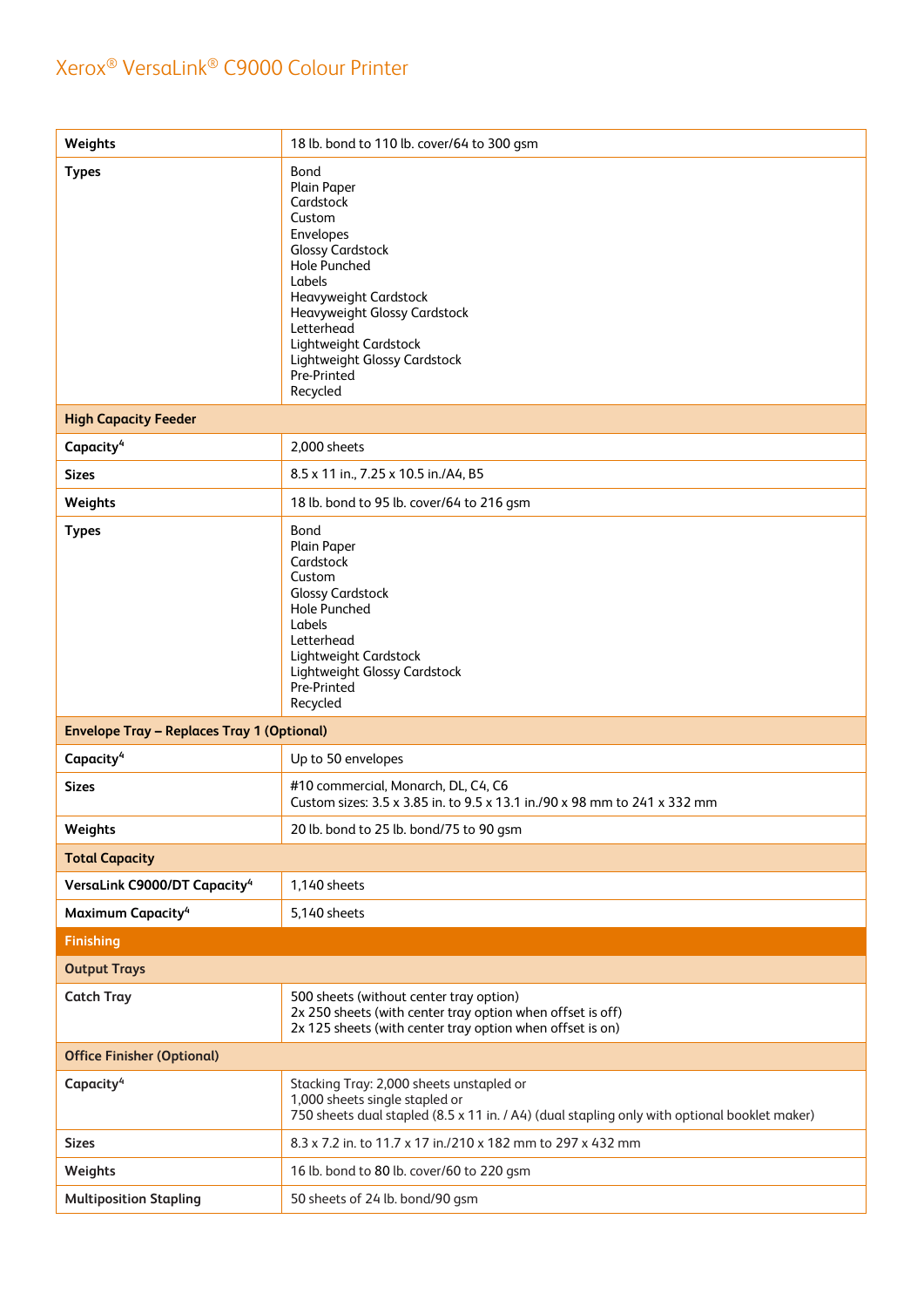Xerox® VersaLink® C9000 Colour Printer

| | |
|---|---|
| **Weights** | 18 lb. bond to 110 lb. cover/64 to 300 gsm |
| **Types** | Bond<br>Plain Paper<br>Cardstock<br>Custom<br>Envelopes<br>Glossy Cardstock<br>Hole Punched<br>Labels<br>Heavyweight Cardstock<br>Heavyweight Glossy Cardstock<br>Letterhead<br>Lightweight Cardstock<br>Lightweight Glossy Cardstock<br>Pre-Printed<br>Recycled |
| **High Capacity Feeder** | |
| **Capacity[4]** | 2,000 sheets |
| **Sizes** | 8.5 x 11 in., 7.25 x 10.5 in./A4, B5 |
| **Weights** | 18 lb. bond to 95 lb. cover/64 to 216 gsm |
| **Types** | Bond<br>Plain Paper<br>Cardstock<br>Custom<br>Glossy Cardstock<br>Hole Punched<br>Labels<br>Letterhead<br>Lightweight Cardstock<br>Lightweight Glossy Cardstock<br>Pre-Printed<br>Recycled |
| **Envelope Tray – Replaces Tray 1 (Optional)** | |
| **Capacity[4]** | Up to 50 envelopes |
| **Sizes** | #10 commercial, Monarch, DL, C4, C6<br>Custom sizes: 3.5 x 3.85 in. to 9.5 x 13.1 in./90 x 98 mm to 241 x 332 mm |
| **Weights** | 20 lb. bond to 25 lb. bond/75 to 90 gsm |
| **Total Capacity** | |
| **VersaLink C9000/DT Capacity[4]** | 1,140 sheets |
| **Maximum Capacity[4]** | 5,140 sheets |
| **Finishing** | |
| **Output Trays** | |
| **Catch Tray** | 500 sheets (without center tray option)<br>2x 250 sheets (with center tray option when offset is off)<br>2x 125 sheets (with center tray option when offset is on) |
| **Office Finisher (Optional)** | |
| **Capacity[4]** | Stacking Tray: 2,000 sheets unstapled or<br>1,000 sheets single stapled or<br>750 sheets dual stapled (8.5 x 11 in. / A4) (dual stapling only with optional booklet maker) |
| **Sizes** | 8.3 x 7.2 in. to 11.7 x 17 in./210 x 182 mm to 297 x 432 mm |
| **Weights** | 16 lb. bond to 80 lb. cover/60 to 220 gsm |
| **Multiposition Stapling** | 50 sheets of 24 lb. bond/90 gsm |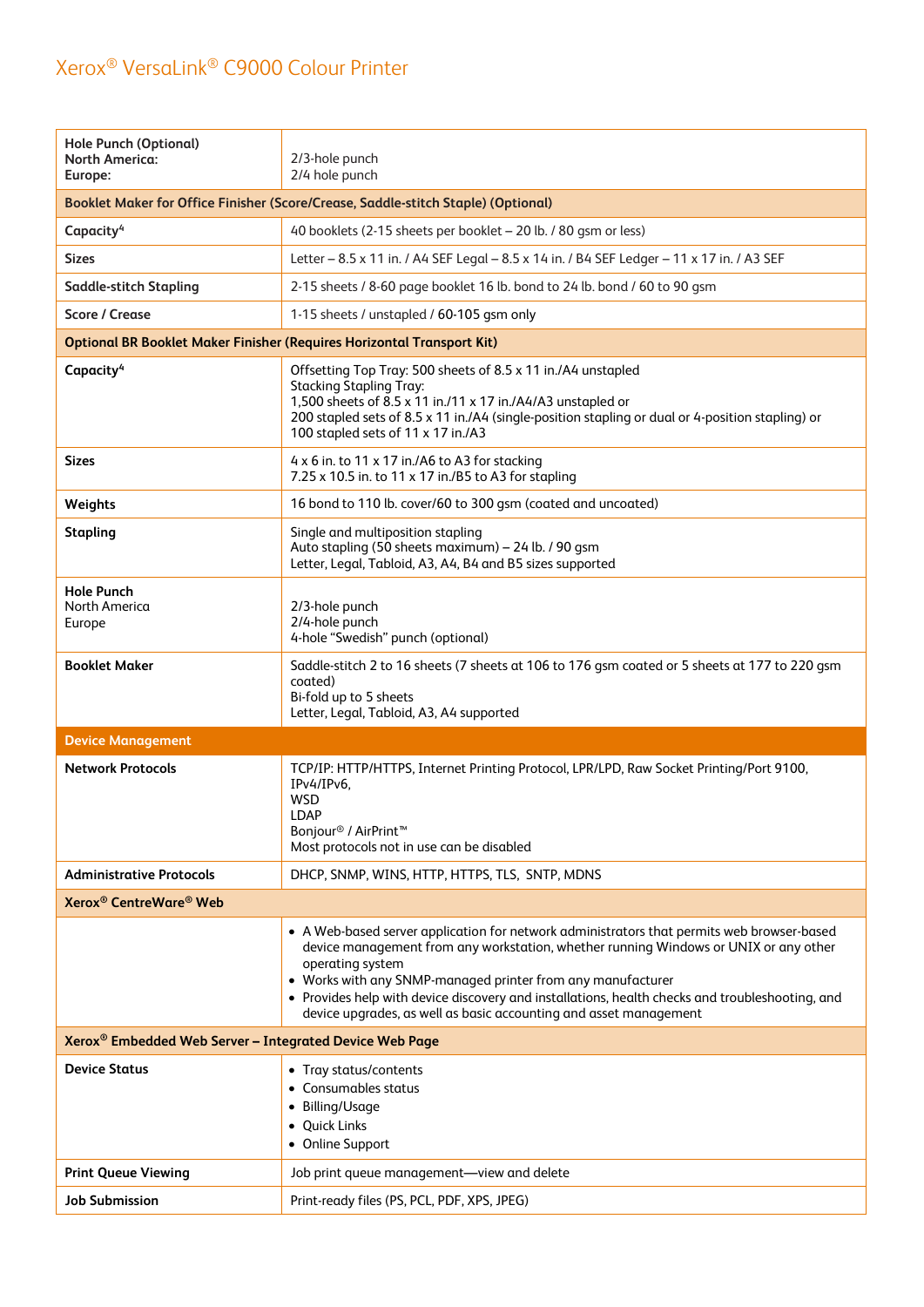# Xerox® VersaLink® C9000 Colour Printer

| | |
|---|---|
| **Hole Punch (Optional)**<br>**North America:**<br>**Europe:** | <br>2/3-hole punch<br>2/4 hole punch |
| **Booklet Maker for Office Finisher (Score/Crease, Saddle-stitch Staple) (Optional)** | |
| **Capacity**[4] | 40 booklets (2-15 sheets per booklet – 20 lb. / 80 gsm or less) |
| **Sizes** | Letter – 8.5 x 11 in. / A4 SEF Legal – 8.5 x 14 in. / B4 SEF Ledger – 11 x 17 in. / A3 SEF |
| **Saddle-stitch Stapling** | 2-15 sheets / 8-60 page booklet 16 lb. bond to 24 lb. bond / 60 to 90 gsm |
| **Score / Crease** | 1-15 sheets / unstapled / 60-105 gsm only |
| **Optional BR Booklet Maker Finisher (Requires Horizontal Transport Kit)** | |
| **Capacity**[4] | Offsetting Top Tray: 500 sheets of 8.5 x 11 in./A4 unstapled<br>Stacking Stapling Tray:<br>1,500 sheets of 8.5 x 11 in./11 x 17 in./A4/A3 unstapled or<br>200 stapled sets of 8.5 x 11 in./A4 (single-position stapling or dual or 4-position stapling) or<br>100 stapled sets of 11 x 17 in./A3 |
| **Sizes** | 4 x 6 in. to 11 x 17 in./A6 to A3 for stacking<br>7.25 x 10.5 in. to 11 x 17 in./B5 to A3 for stapling |
| **Weights** | 16 bond to 110 lb. cover/60 to 300 gsm (coated and uncoated) |
| **Stapling** | Single and multiposition stapling<br>Auto stapling (50 sheets maximum) – 24 lb. / 90 gsm<br>Letter, Legal, Tabloid, A3, A4, B4 and B5 sizes supported |
| **Hole Punch**<br>North America<br>Europe | <br>2/3-hole punch<br>2/4-hole punch<br>4-hole “Swedish” punch (optional) |
| **Booklet Maker** | Saddle-stitch 2 to 16 sheets (7 sheets at 106 to 176 gsm coated or 5 sheets at 177 to 220 gsm coated)<br>Bi-fold up to 5 sheets<br>Letter, Legal, Tabloid, A3, A4 supported |
| **Device Management** | |
| **Network Protocols** | TCP/IP: HTTP/HTTPS, Internet Printing Protocol, LPR/LPD, Raw Socket Printing/Port 9100, IPv4/IPv6,<br>WSD<br>LDAP<br>Bonjour® / AirPrint™<br>Most protocols not in use can be disabled |
| **Administrative Protocols** | DHCP, SNMP, WINS, HTTP, HTTPS, TLS, SNTP, MDNS |
| **Xerox® CentreWare® Web** | |
| | • A Web-based server application for network administrators that permits web browser-based device management from any workstation, whether running Windows or UNIX or any other operating system<br>• Works with any SNMP-managed printer from any manufacturer<br>• Provides help with device discovery and installations, health checks and troubleshooting, and device upgrades, as well as basic accounting and asset management |
| **Xerox® Embedded Web Server – Integrated Device Web Page** | |
| **Device Status** | • Tray status/contents<br>• Consumables status<br>• Billing/Usage<br>• Quick Links<br>• Online Support |
| **Print Queue Viewing** | Job print queue management—view and delete |
| **Job Submission** | Print-ready files (PS, PCL, PDF, XPS, JPEG) |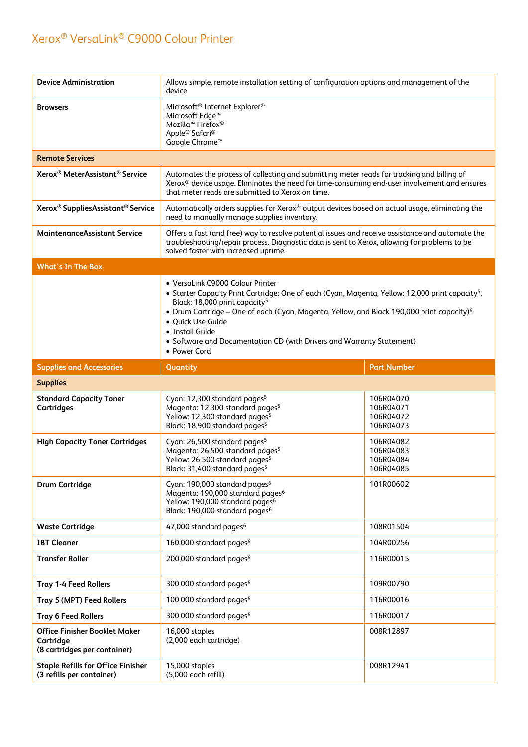# Xerox® VersaLink® C9000 Colour Printer

| | |
|---|---|
| **Device Administration** | Allows simple, remote installation setting of configuration options and management of the device |
| **Browsers** | Microsoft® Internet Explorer®<br>Microsoft Edge™<br>Mozilla™ Firefox®<br>Apple® Safari®<br>Google Chrome™ |
| **Remote Services** | |
| **Xerox® MeterAssistant® Service** | Automates the process of collecting and submitting meter reads for tracking and billing of Xerox® device usage. Eliminates the need for time-consuming end-user involvement and ensures that meter reads are submitted to Xerox on time. |
| **Xerox® SuppliesAssistant® Service** | Automatically orders supplies for Xerox® output devices based on actual usage, eliminating the need to manually manage supplies inventory. |
| **MaintenanceAssistant Service** | Offers a fast (and free) way to resolve potential issues and receive assistance and automate the troubleshooting/repair process. Diagnostic data is sent to Xerox, allowing for problems to be solved faster with increased uptime. |
| **What's In The Box** | |
| | • VersaLink C9000 Colour Printer<br>• Starter Capacity Print Cartridge: One of each (Cyan, Magenta, Yellow: 12,000 print capacity[5], Black: 18,000 print capacity[5]<br>• Drum Cartridge – One of each (Cyan, Magenta, Yellow, and Black 190,000 print capacity)[6]<br>• Quick Use Guide<br>• Install Guide<br>• Software and Documentation CD (with Drivers and Warranty Statement)<br>• Power Cord |

| Supplies and Accessories | Quantity | Part Number |
|---|---|---|
| **Supplies** | | |
| **Standard Capacity Toner Cartridges** | Cyan: 12,300 standard pages[5]<br>Magenta: 12,300 standard pages[5]<br>Yellow: 12,300 standard pages[5]<br>Black: 18,900 standard pages[5] | 106R04070<br>106R04071<br>106R04072<br>106R04073 |
| **High Capacity Toner Cartridges** | Cyan: 26,500 standard pages[5]<br>Magenta: 26,500 standard pages[5]<br>Yellow: 26,500 standard pages[5]<br>Black: 31,400 standard pages[5] | 106R04082<br>106R04083<br>106R04084<br>106R04085 |
| **Drum Cartridge** | Cyan: 190,000 standard pages[6]<br>Magenta: 190,000 standard pages[6]<br>Yellow: 190,000 standard pages[6]<br>Black: 190,000 standard pages[6] | 101R00602 |
| **Waste Cartridge** | 47,000 standard pages[6] | 108R01504 |
| **IBT Cleaner** | 160,000 standard pages[6] | 104R00256 |
| **Transfer Roller** | 200,000 standard pages[6] | 116R00015 |
| **Tray 1-4 Feed Rollers** | 300,000 standard pages[6] | 109R00790 |
| **Tray 5 (MPT) Feed Rollers** | 100,000 standard pages[6] | 116R00016 |
| **Tray 6 Feed Rollers** | 300,000 standard pages[6] | 116R00017 |
| **Office Finisher Booklet Maker Cartridge (8 cartridges per container)** | 16,000 staples<br>(2,000 each cartridge) | 008R12897 |
| **Staple Refills for Office Finisher (3 refills per container)** | 15,000 staples<br>(5,000 each refill) | 008R12941 |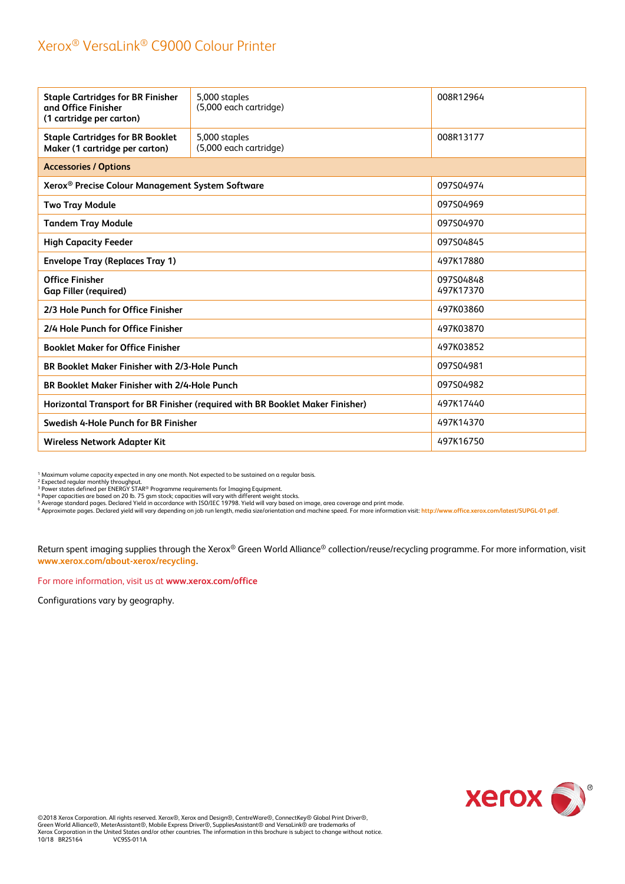| | | |
|---|---|---|
| **Staple Cartridges for BR Finisher and Office Finisher (1 cartridge per carton)** | 5,000 staples (5,000 each cartridge) | 008R12964 |
| **Staple Cartridges for BR Booklet Maker (1 cartridge per carton)** | 5,000 staples (5,000 each cartridge) | 008R13177 |
| **Accessories / Options** | | |
| **Xerox® Precise Colour Management System Software** | | 097S04974 |
| **Two Tray Module** | | 097S04969 |
| **Tandem Tray Module** | | 097S04970 |
| **High Capacity Feeder** | | 097S04845 |
| **Envelope Tray (Replaces Tray 1)** | | 497K17880 |
| **Office Finisher**<br>**Gap Filler (required)** | | 097S04848<br>497K17370 |
| **2/3 Hole Punch for Office Finisher** | | 497K03860 |
| **2/4 Hole Punch for Office Finisher** | | 497K03870 |
| **Booklet Maker for Office Finisher** | | 497K03852 |
| **BR Booklet Maker Finisher with 2/3-Hole Punch** | | 097S04981 |
| **BR Booklet Maker Finisher with 2/4-Hole Punch** | | 097S04982 |
| **Horizontal Transport for BR Finisher (required with BR Booklet Maker Finisher)** | | 497K17440 |
| **Swedish 4-Hole Punch for BR Finisher** | | 497K14370 |
| **Wireless Network Adapter Kit** | | 497K16750 |

[1] Maximum volume capacity expected in any one month. Not expected to be sustained on a regular basis.
[2] Expected regular monthly throughput.
[3] Power states defined per ENERGY STAR® Programme requirements for Imaging Equipment.
[4] Paper capacities are based on 20 lb. 75 gsm stock; capacities will vary with different weight stocks.
[5] Average standard pages. Declared Yield in accordance with ISO/IEC 19798. Yield will vary based on image, area coverage and print mode.
[6] Approximate pages. Declared yield will vary depending on job run length, media size/orientation and machine speed. For more information visit: http://www.office.xerox.com/latest/SUPGL-01.pdf.

Return spent imaging supplies through the Xerox® Green World Alliance® collection/reuse/recycling programme. For more information, visit **www.xerox.com/about-xerox/recycling**.

For more information, visit us at **www.xerox.com/office**

Configurations vary by geography.

©2018 Xerox Corporation. All rights reserved. Xerox®, Xerox and Design®, CentreWare®, ConnectKey® Global Print Driver®, Green World Alliance®, MeterAssistant®, Mobile Express Driver®, SuppliesAssistant® and VersaLink® are trademarks of Xerox Corporation in the United States and/or other countries. The information in this brochure is subject to change without notice.
10/18 BR25164 VC9SS-011A